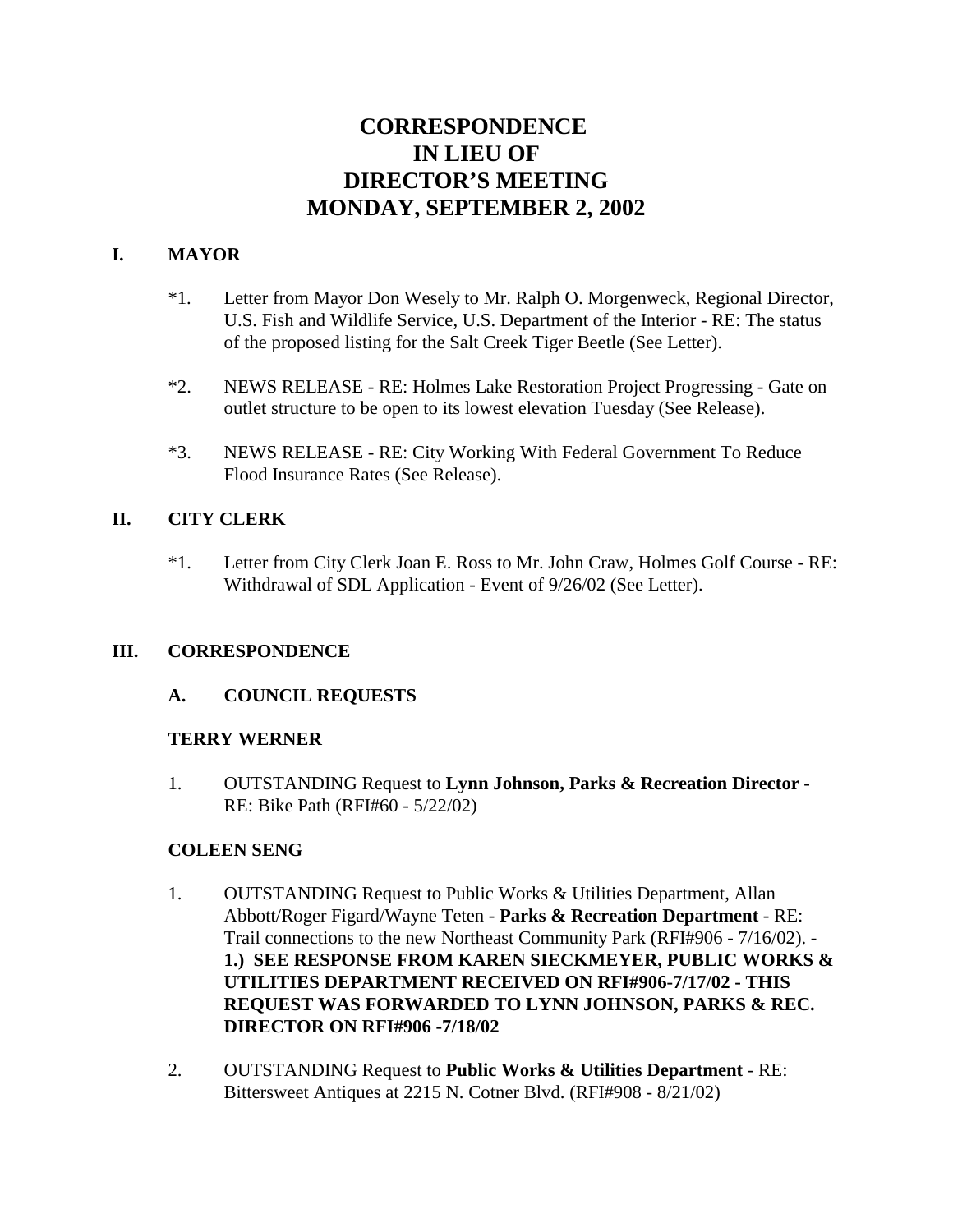# CORRESPONDENCE IN LIEU OF DIRECTOR'S MEETING MONDAY, SEPTEMBER 2, 2002

## I. MAYOR

*1. Letter from Mayor Don Wesely to Mr. Ralph O. Morgenweck, Regional Director, U.S. Fish and Wildlife Service, U.S. Department of the Interior - RE: The status of the proposed listing for the Salt Creek Tiger Beetle (See Letter).

*2. NEWS RELEASE - RE: Holmes Lake Restoration Project Progressing - Gate on outlet structure to be open to its lowest elevation Tuesday (See Release).

*3. NEWS RELEASE - RE: City Working With Federal Government To Reduce Flood Insurance Rates (See Release).

## II. CITY CLERK

*1. Letter from City Clerk Joan E. Ross to Mr. John Craw, Holmes Golf Course - RE: Withdrawal of SDL Application - Event of 9/26/02 (See Letter).

## III. CORRESPONDENCE

### A. COUNCIL REQUESTS

**TERRY WERNER**

1. OUTSTANDING Request to **Lynn Johnson, Parks & Recreation Director** - RE: Bike Path (RFI#60 - 5/22/02)

**COLEEN SENG**

1. OUTSTANDING Request to Public Works & Utilities Department, Allan Abbott/Roger Figard/Wayne Teten - **Parks & Recreation Department** - RE: Trail connections to the new Northeast Community Park (RFI#906 - 7/16/02). - **1.) SEE RESPONSE FROM KAREN SIECKMEYER, PUBLIC WORKS & UTILITIES DEPARTMENT RECEIVED ON RFI#906-7/17/02 - THIS REQUEST WAS FORWARDED TO LYNN JOHNSON, PARKS & REC. DIRECTOR ON RFI#906 -7/18/02**

2. OUTSTANDING Request to **Public Works & Utilities Department** - RE: Bittersweet Antiques at 2215 N. Cotner Blvd. (RFI#908 - 8/21/02)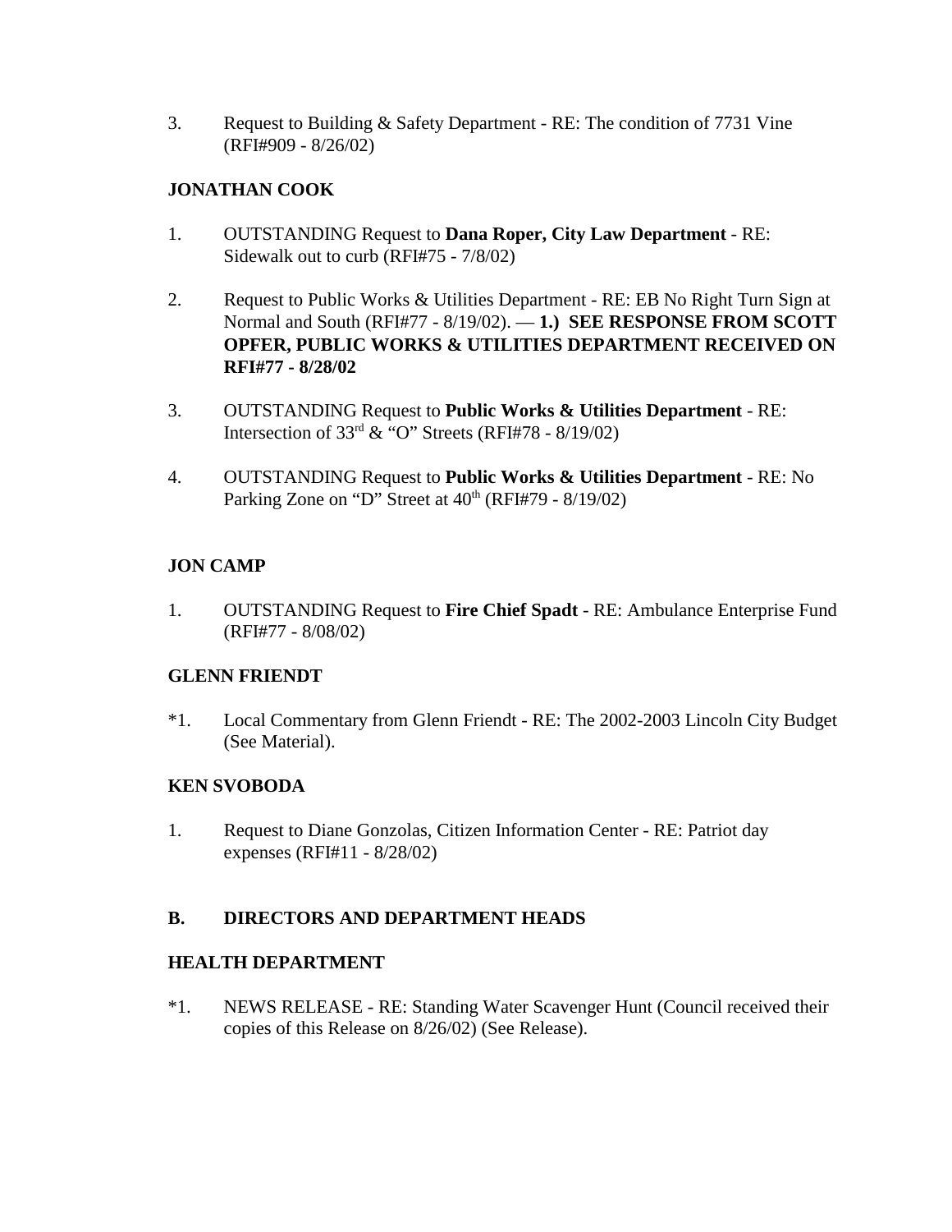3. Request to Building & Safety Department - RE: The condition of 7731 Vine (RFI#909 - 8/26/02)

**JONATHAN COOK**

1. OUTSTANDING Request to **Dana Roper, City Law Department** - RE: Sidewalk out to curb (RFI#75 - 7/8/02)

2. Request to Public Works & Utilities Department - RE: EB No Right Turn Sign at Normal and South (RFI#77 - 8/19/02). — **1.) SEE RESPONSE FROM SCOTT OPFER, PUBLIC WORKS & UTILITIES DEPARTMENT RECEIVED ON RFI#77 - 8/28/02**

3. OUTSTANDING Request to **Public Works & Utilities Department** - RE: Intersection of 33rd & "O" Streets (RFI#78 - 8/19/02)

4. OUTSTANDING Request to **Public Works & Utilities Department** - RE: No Parking Zone on "D" Street at 40th (RFI#79 - 8/19/02)

**JON CAMP**

1. OUTSTANDING Request to **Fire Chief Spadt** - RE: Ambulance Enterprise Fund (RFI#77 - 8/08/02)

**GLENN FRIENDT**

*1. Local Commentary from Glenn Friendt - RE: The 2002-2003 Lincoln City Budget (See Material).

**KEN SVOBODA**

1. Request to Diane Gonzolas, Citizen Information Center - RE: Patriot day expenses (RFI#11 - 8/28/02)

**B. DIRECTORS AND DEPARTMENT HEADS**

**HEALTH DEPARTMENT**

*1. NEWS RELEASE - RE: Standing Water Scavenger Hunt (Council received their copies of this Release on 8/26/02) (See Release).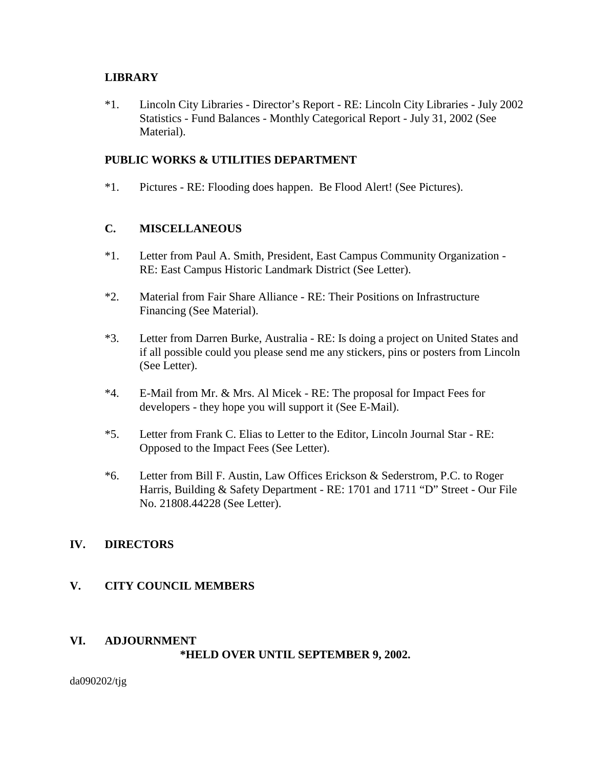**LIBRARY**

*1. Lincoln City Libraries - Director's Report - RE: Lincoln City Libraries - July 2002 Statistics - Fund Balances - Monthly Categorical Report - July 31, 2002 (See Material).

**PUBLIC WORKS & UTILITIES DEPARTMENT**

*1. Pictures - RE: Flooding does happen. Be Flood Alert! (See Pictures).

**C. MISCELLANEOUS**

*1. Letter from Paul A. Smith, President, East Campus Community Organization - RE: East Campus Historic Landmark District (See Letter).

*2. Material from Fair Share Alliance - RE: Their Positions on Infrastructure Financing (See Material).

*3. Letter from Darren Burke, Australia - RE: Is doing a project on United States and if all possible could you please send me any stickers, pins or posters from Lincoln (See Letter).

*4. E-Mail from Mr. & Mrs. Al Micek - RE: The proposal for Impact Fees for developers - they hope you will support it (See E-Mail).

*5. Letter from Frank C. Elias to Letter to the Editor, Lincoln Journal Star - RE: Opposed to the Impact Fees (See Letter).

*6. Letter from Bill F. Austin, Law Offices Erickson & Sederstrom, P.C. to Roger Harris, Building & Safety Department - RE: 1701 and 1711 "D" Street - Our File No. 21808.44228 (See Letter).

**IV. DIRECTORS**

**V. CITY COUNCIL MEMBERS**

**VI. ADJOURNMENT**

**\*HELD OVER UNTIL SEPTEMBER 9, 2002.**

da090202/tjg